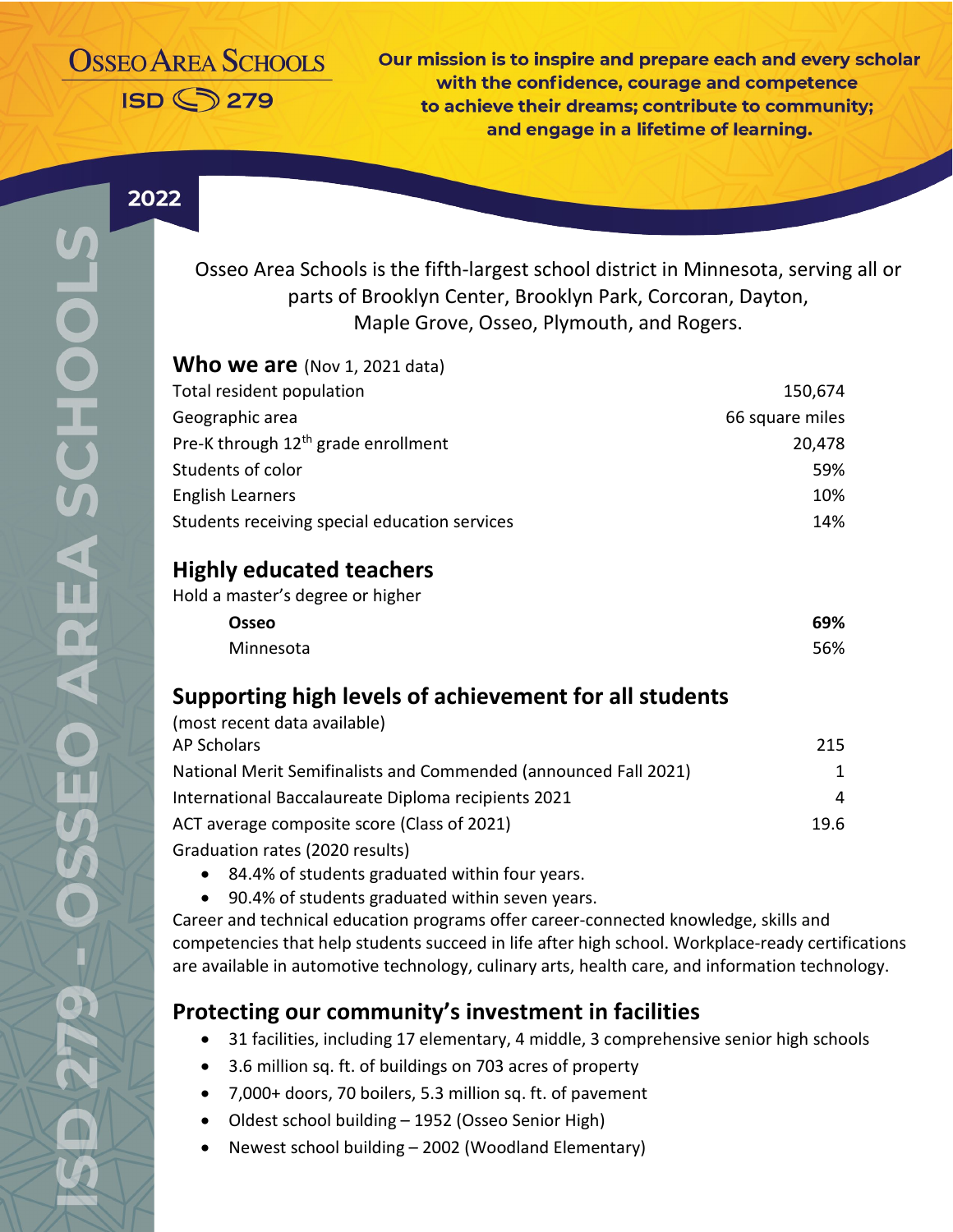# Osseo Area Schools

ISD 279

**Our mission is to inspire and prepare each and every scholar with the confidence, courage and competence to achieve their dreams; contribute to community; and engage in a lifetime of learning.**

**2022**

ISD 279 - OSSEO AREA SCHOOLS

Osseo Area Schools is the fifth-largest school district in Minnesota, serving all or parts of Brooklyn Center, Brooklyn Park, Corcoran, Dayton, Maple Grove, Osseo, Plymouth, and Rogers.

## Who we are (Nov 1, 2021 data)

| | |
|---|---|
| Total resident population | 150,674 |
| Geographic area | 66 square miles |
| Pre-K through 12th grade enrollment | 20,478 |
| Students of color | 59% |
| English Learners | 10% |
| Students receiving special education services | 14% |

## Highly educated teachers

Hold a master's degree or higher

| | |
|---|---|
| **Osseo** | **69%** |
| Minnesota | 56% |

## Supporting high levels of achievement for all students

(most recent data available)

| | |
|---|---|
| AP Scholars | 215 |
| National Merit Semifinalists and Commended (announced Fall 2021) | 1 |
| International Baccalaureate Diploma recipients 2021 | 4 |
| ACT average composite score (Class of 2021) | 19.6 |

Graduation rates (2020 results)

- 84.4% of students graduated within four years.
- 90.4% of students graduated within seven years.

Career and technical education programs offer career-connected knowledge, skills and competencies that help students succeed in life after high school. Workplace-ready certifications are available in automotive technology, culinary arts, health care, and information technology.

## Protecting our community's investment in facilities

- 31 facilities, including 17 elementary, 4 middle, 3 comprehensive senior high schools
- 3.6 million sq. ft. of buildings on 703 acres of property
- 7,000+ doors, 70 boilers, 5.3 million sq. ft. of pavement
- Oldest school building – 1952 (Osseo Senior High)
- Newest school building – 2002 (Woodland Elementary)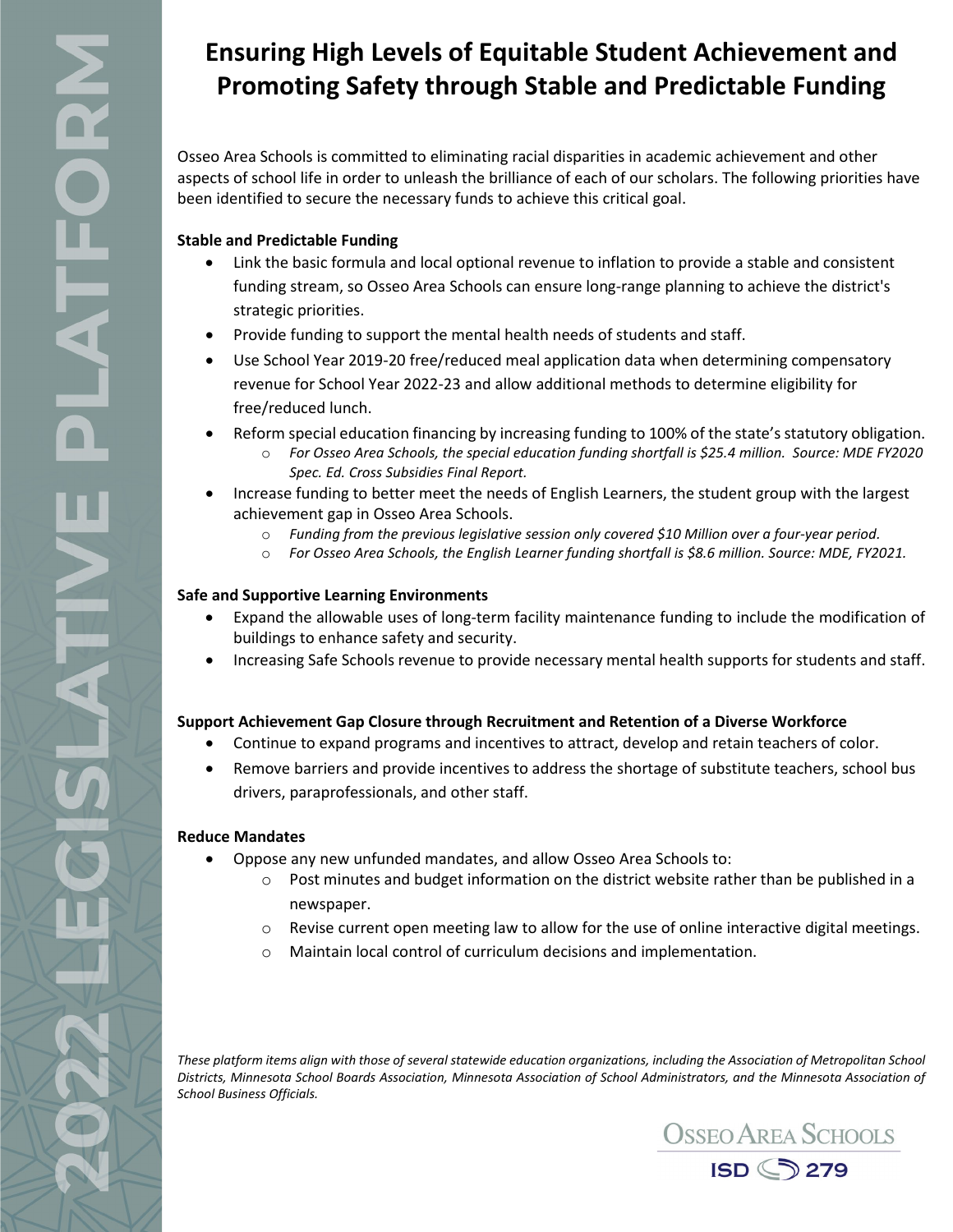2022 LEGISLATIVE PLATFORM

# Ensuring High Levels of Equitable Student Achievement and Promoting Safety through Stable and Predictable Funding

Osseo Area Schools is committed to eliminating racial disparities in academic achievement and other aspects of school life in order to unleash the brilliance of each of our scholars. The following priorities have been identified to secure the necessary funds to achieve this critical goal.

**Stable and Predictable Funding**

- Link the basic formula and local optional revenue to inflation to provide a stable and consistent funding stream, so Osseo Area Schools can ensure long-range planning to achieve the district's strategic priorities.
- Provide funding to support the mental health needs of students and staff.
- Use School Year 2019-20 free/reduced meal application data when determining compensatory revenue for School Year 2022-23 and allow additional methods to determine eligibility for free/reduced lunch.
- Reform special education financing by increasing funding to 100% of the state's statutory obligation.
  - *For Osseo Area Schools, the special education funding shortfall is $25.4 million. Source: MDE FY2020 Spec. Ed. Cross Subsidies Final Report.*
- Increase funding to better meet the needs of English Learners, the student group with the largest achievement gap in Osseo Area Schools.
  - *Funding from the previous legislative session only covered $10 Million over a four-year period.*
  - *For Osseo Area Schools, the English Learner funding shortfall is $8.6 million. Source: MDE, FY2021.*

**Safe and Supportive Learning Environments**

- Expand the allowable uses of long-term facility maintenance funding to include the modification of buildings to enhance safety and security.
- Increasing Safe Schools revenue to provide necessary mental health supports for students and staff.

**Support Achievement Gap Closure through Recruitment and Retention of a Diverse Workforce**

- Continue to expand programs and incentives to attract, develop and retain teachers of color.
- Remove barriers and provide incentives to address the shortage of substitute teachers, school bus drivers, paraprofessionals, and other staff.

**Reduce Mandates**

- Oppose any new unfunded mandates, and allow Osseo Area Schools to:
  - Post minutes and budget information on the district website rather than be published in a newspaper.
  - Revise current open meeting law to allow for the use of online interactive digital meetings.
  - Maintain local control of curriculum decisions and implementation.

*These platform items align with those of several statewide education organizations, including the Association of Metropolitan School Districts, Minnesota School Boards Association, Minnesota Association of School Administrators, and the Minnesota Association of School Business Officials.*

OSSEO AREA SCHOOLS

ISD 279